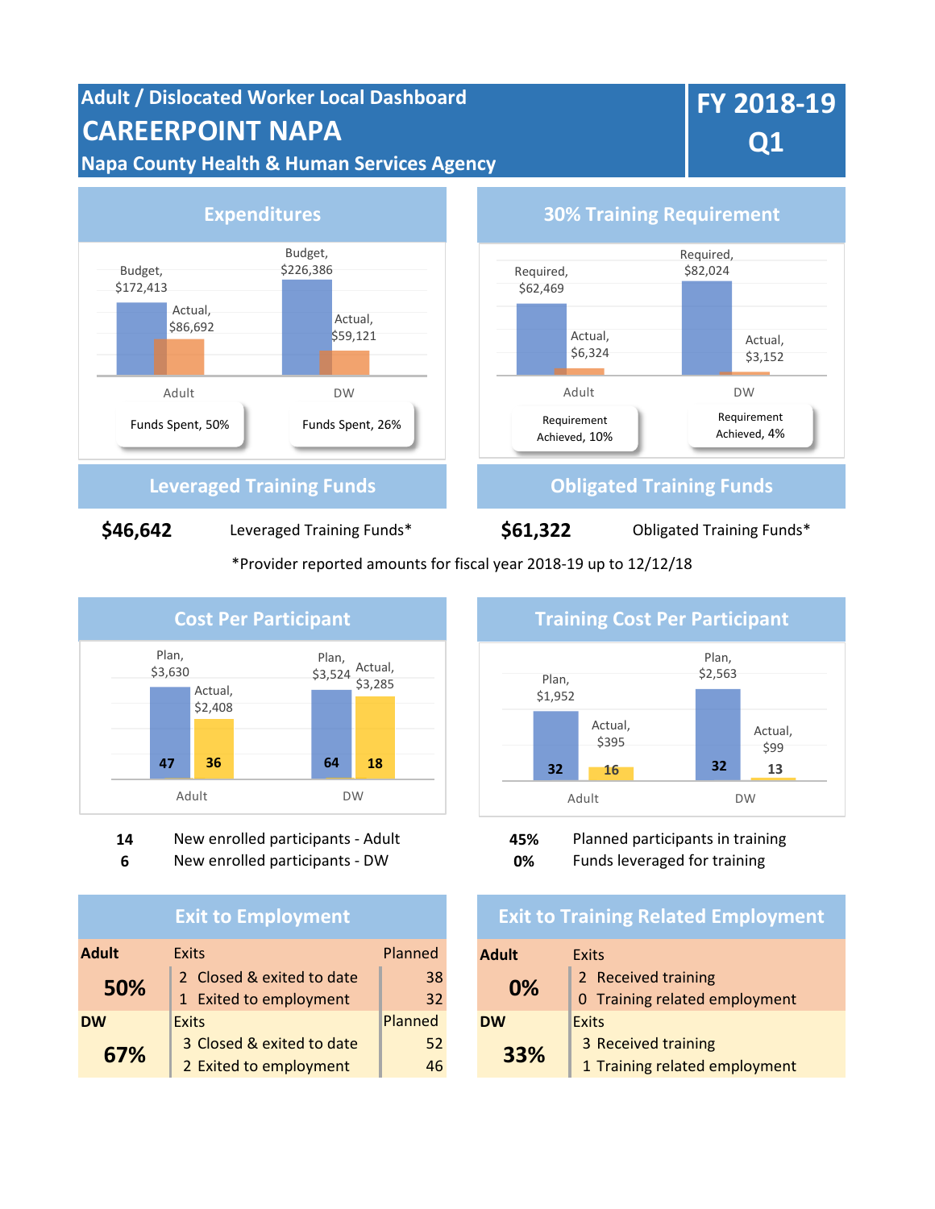# Adult / Dislocated Worker Local Dashboard

# CAREERPOINT NAPA

## Napa County Health & Human Services Agency

## FY 2018-19 Q1

## Expenditures

| | Budget | Actual | Funds Spent |
|---|---|---|---|
| Adult | $172,413 | $86,692 | 50% |
| DW | $226,386 | $59,121 | 26% |

## 30% Training Requirement

| | Required | Actual | Requirement Achieved |
|---|---|---|---|
| Adult | $62,469 | $6,324 | 10% |
| DW | $82,024 | $3,152 | 4% |

## Leveraged Training Funds

**$46,642** Leveraged Training Funds*

## Obligated Training Funds

**$61,322** Obligated Training Funds*

*Provider reported amounts for fiscal year 2018-19 up to 12/12/18

## Cost Per Participant

| | Plan | Actual | Plan Participants | Actual Participants |
|---|---|---|---|---|
| Adult | $3,630 | $2,408 | 47 | 36 |
| DW | $3,524 | $3,285 | 64 | 18 |

**14** New enrolled participants - Adult

**6** New enrolled participants - DW

## Training Cost Per Participant

| | Plan | Actual | Plan Participants | Actual Participants |
|---|---|---|---|---|
| Adult | $1,952 | $395 | 32 | 16 |
| DW | $2,563 | $99 | 32 | 13 |

**45%** Planned participants in training

**0%** Funds leveraged for training

## Exit to Employment

| | | Exits | Planned |
|---|---|---|---|
| **Adult** | | | |
| **50%** | 2 | Closed & exited to date | 38 |
| | 1 | Exited to employment | 32 |
| **DW** | | | |
| **67%** | 3 | Closed & exited to date | 52 |
| | 2 | Exited to employment | 46 |

## Exit to Training Related Employment

| | | Exits |
|---|---|---|
| **Adult** | | |
| **0%** | 2 | Received training |
| | 0 | Training related employment |
| **DW** | | |
| **33%** | 3 | Received training |
| | 1 | Training related employment |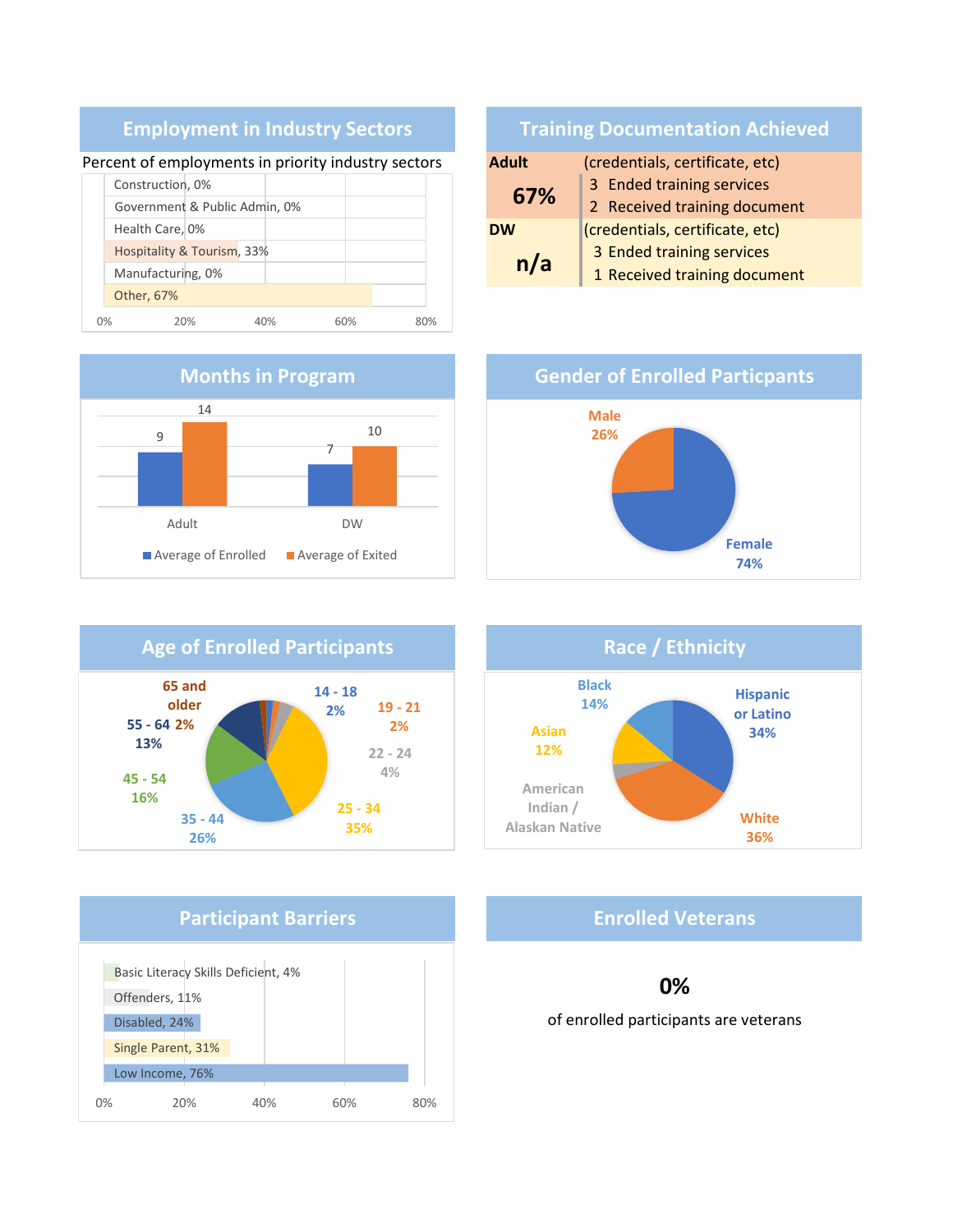## Employment in Industry Sectors

Percent of employments in priority industry sectors

Construction, 0%
Government & Public Admin, 0%
Health Care, 0%
Hospitality & Tourism, 33%
Manufacturing, 0%
Other, 67%

0% 20% 40% 60% 80%

## Training Documentation Achieved

| | |
|---|---|
| **Adult** | (credentials, certificate, etc) |
| **67%** | 3 Ended training services |
| | 2 Received training document |
| **DW** | (credentials, certificate, etc) |
| **n/a** | 3 Ended training services |
| | 1 Received training document |

## Months in Program

14
9
10
7

Adult
DW

Average of Enrolled
Average of Exited

## Gender of Enrolled Particpants

Male 26%
Female 74%

## Age of Enrolled Participants

65 and older 2%
14 - 18 2%
19 - 21 2%
22 - 24 4%
25 - 34 35%
35 - 44 26%
45 - 54 16%
55 - 64 13%

## Race / Ethnicity

Black 14%
Hispanic or Latino 34%
Asian 12%
American Indian / Alaskan Native
White 36%

## Participant Barriers

Basic Literacy Skills Deficient, 4%
Offenders, 11%
Disabled, 24%
Single Parent, 31%
Low Income, 76%

0% 20% 40% 60% 80%

## Enrolled Veterans

**0%**

of enrolled participants are veterans